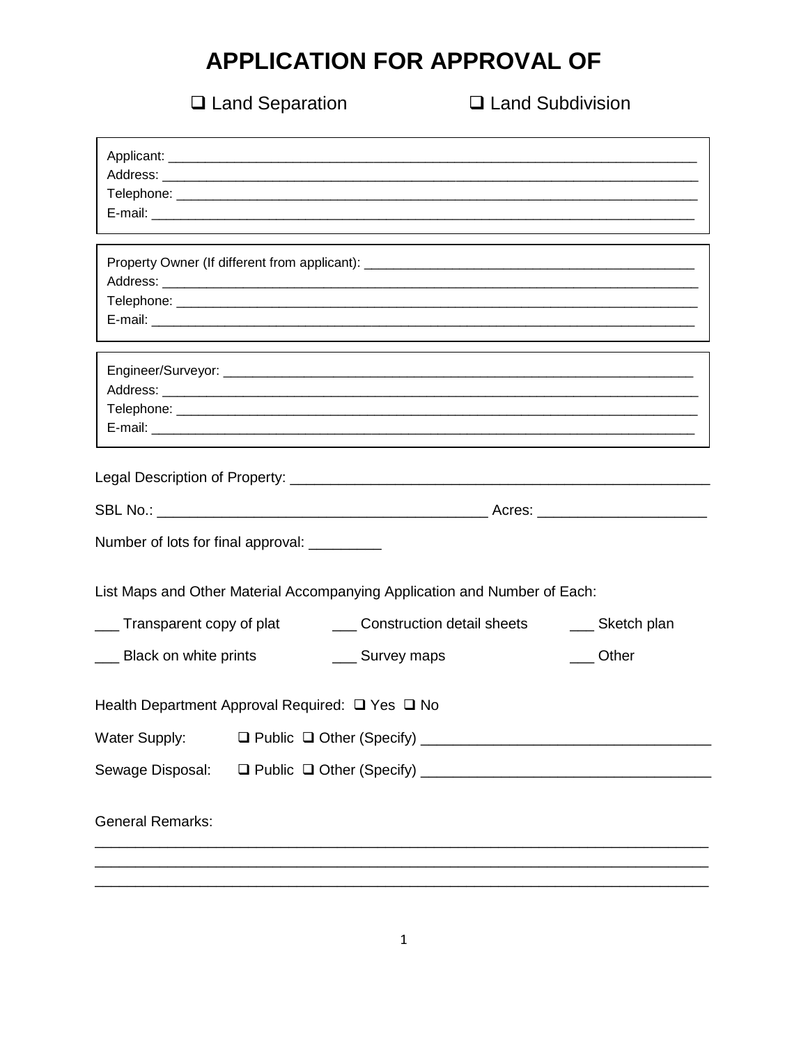# APPLICATION FOR APPROVAL OF

❑ Land Separation ❑ Land Subdivision

Applicant: ______________________________________________
Address: ______________________________________________
Telephone: ______________________________________________
E-mail: ______________________________________________

Property Owner (If different from applicant): ______________________________
Address: ______________________________________________
Telephone: ______________________________________________
E-mail: ______________________________________________

Engineer/Surveyor: ______________________________________________
Address: ______________________________________________
Telephone: ______________________________________________
E-mail: ______________________________________________

Legal Description of Property: ______________________________________________

SBL No.: ______________________________ Acres: ____________________

Number of lots for final approval: _________

List Maps and Other Material Accompanying Application and Number of Each:

___ Transparent copy of plat ___ Construction detail sheets ___ Sketch plan

___ Black on white prints ___ Survey maps ___ Other

Health Department Approval Required: ❑ Yes ❑ No

Water Supply: ❑ Public ❑ Other (Specify) ______________________________

Sewage Disposal: ❑ Public ❑ Other (Specify) ______________________________

General Remarks:

______________________________________________________________________

______________________________________________________________________

______________________________________________________________________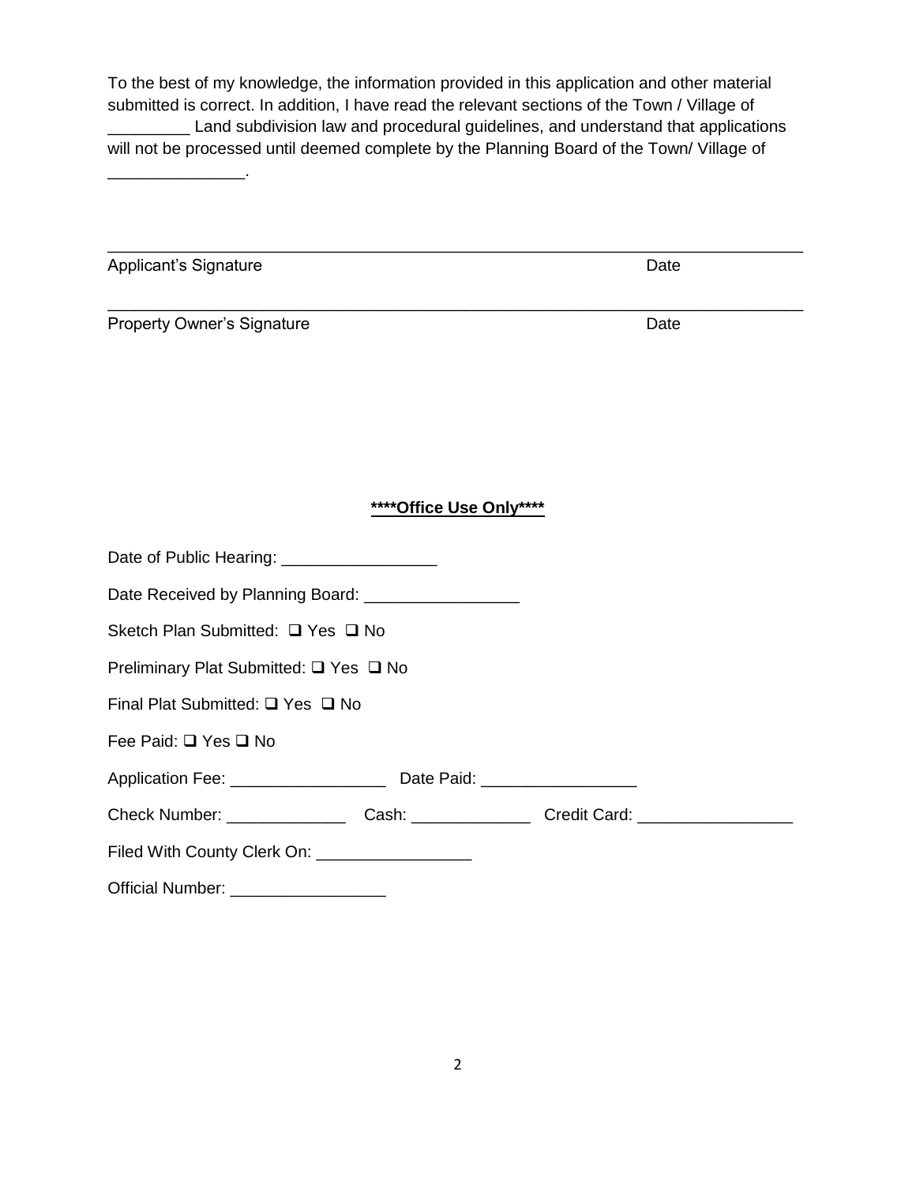To the best of my knowledge, the information provided in this application and other material submitted is correct. In addition, I have read the relevant sections of the Town / Village of _________ Land subdivision law and procedural guidelines, and understand that applications will not be processed until deemed complete by the Planning Board of the Town/ Village of _______________.

___________________________________________________________________________

Applicant's Signature                                                                                    Date

___________________________________________________________________________

Property Owner's Signature                                                                             Date

**<u>\*\*\*\*Office Use Only\*\*\*\*</u>**

Date of Public Hearing: _________________

Date Received by Planning Board: _________________

Sketch Plan Submitted: ❑ Yes ❑ No

Preliminary Plat Submitted: ❑ Yes ❑ No

Final Plat Submitted: ❑ Yes ❑ No

Fee Paid: ❑ Yes ❑ No

Application Fee: _________________ Date Paid: _________________

Check Number: _____________ Cash: _____________ Credit Card: _________________

Filed With County Clerk On: _________________

Official Number: _________________